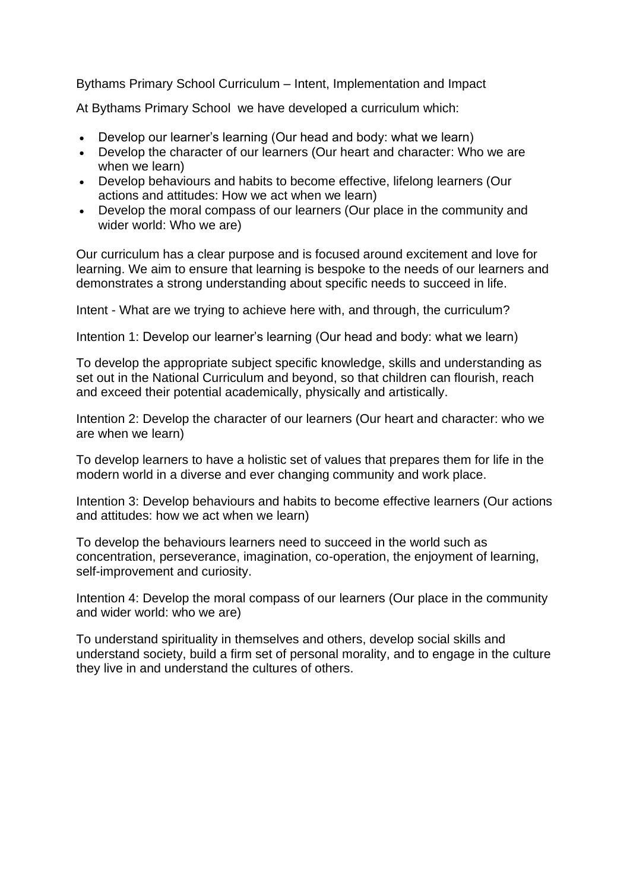Bythams Primary School Curriculum – Intent, Implementation and Impact

At Bythams Primary School we have developed a curriculum which:

- Develop our learner's learning (Our head and body: what we learn)
- Develop the character of our learners (Our heart and character: Who we are when we learn)
- Develop behaviours and habits to become effective, lifelong learners (Our actions and attitudes: How we act when we learn)
- Develop the moral compass of our learners (Our place in the community and wider world: Who we are)

Our curriculum has a clear purpose and is focused around excitement and love for learning. We aim to ensure that learning is bespoke to the needs of our learners and demonstrates a strong understanding about specific needs to succeed in life.

Intent - What are we trying to achieve here with, and through, the curriculum?

Intention 1: Develop our learner's learning (Our head and body: what we learn)

To develop the appropriate subject specific knowledge, skills and understanding as set out in the National Curriculum and beyond, so that children can flourish, reach and exceed their potential academically, physically and artistically.

Intention 2: Develop the character of our learners (Our heart and character: who we are when we learn)

To develop learners to have a holistic set of values that prepares them for life in the modern world in a diverse and ever changing community and work place.

Intention 3: Develop behaviours and habits to become effective learners (Our actions and attitudes: how we act when we learn)

To develop the behaviours learners need to succeed in the world such as concentration, perseverance, imagination, co-operation, the enjoyment of learning, self-improvement and curiosity.

Intention 4: Develop the moral compass of our learners (Our place in the community and wider world: who we are)

To understand spirituality in themselves and others, develop social skills and understand society, build a firm set of personal morality, and to engage in the culture they live in and understand the cultures of others.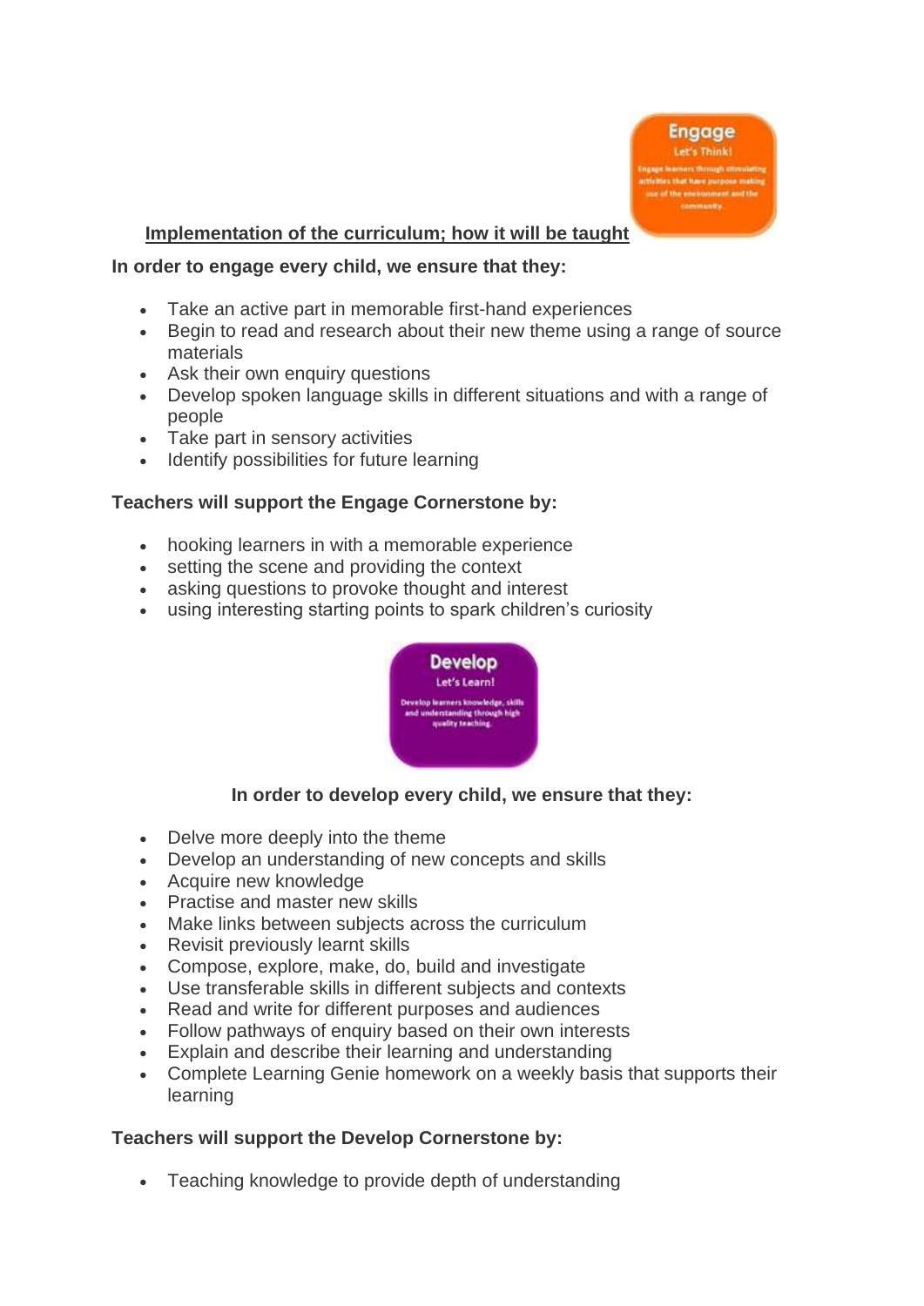## Implementation of the curriculum; how it will be taught

**In order to engage every child, we ensure that they:**

- Take an active part in memorable first-hand experiences
- Begin to read and research about their new theme using a range of source materials
- Ask their own enquiry questions
- Develop spoken language skills in different situations and with a range of people
- Take part in sensory activities
- Identify possibilities for future learning

**Teachers will support the Engage Cornerstone by:**

- hooking learners in with a memorable experience
- setting the scene and providing the context
- asking questions to provoke thought and interest
- using interesting starting points to spark children's curiosity

**In order to develop every child, we ensure that they:**

- Delve more deeply into the theme
- Develop an understanding of new concepts and skills
- Acquire new knowledge
- Practise and master new skills
- Make links between subjects across the curriculum
- Revisit previously learnt skills
- Compose, explore, make, do, build and investigate
- Use transferable skills in different subjects and contexts
- Read and write for different purposes and audiences
- Follow pathways of enquiry based on their own interests
- Explain and describe their learning and understanding
- Complete Learning Genie homework on a weekly basis that supports their learning

**Teachers will support the Develop Cornerstone by:**

- Teaching knowledge to provide depth of understanding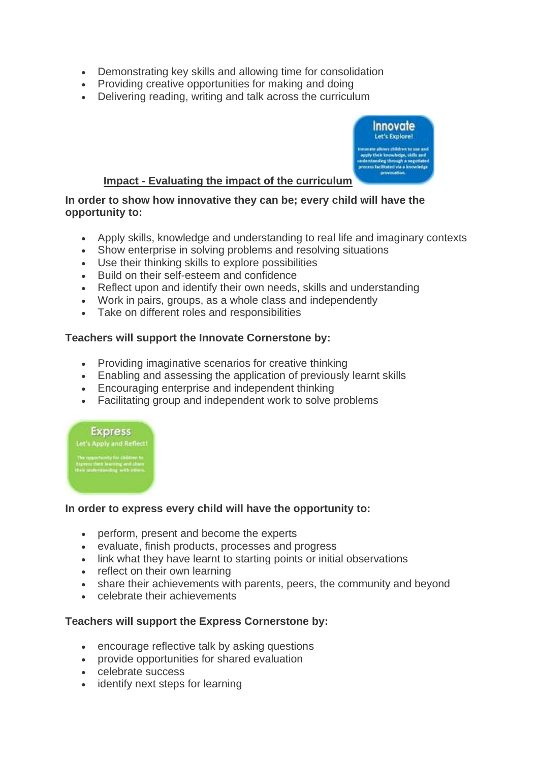- Demonstrating key skills and allowing time for consolidation
- Providing creative opportunities for making and doing
- Delivering reading, writing and talk across the curriculum

**Innovate**
Let's Explore!
Innovate allows children to use and apply their knowledge, skills and understanding through a negotiated process facilitated via a knowledge provocation.

## Impact - Evaluating the impact of the curriculum

**In order to show how innovative they can be; every child will have the opportunity to:**

- Apply skills, knowledge and understanding to real life and imaginary contexts
- Show enterprise in solving problems and resolving situations
- Use their thinking skills to explore possibilities
- Build on their self-esteem and confidence
- Reflect upon and identify their own needs, skills and understanding
- Work in pairs, groups, as a whole class and independently
- Take on different roles and responsibilities

**Teachers will support the Innovate Cornerstone by:**

- Providing imaginative scenarios for creative thinking
- Enabling and assessing the application of previously learnt skills
- Encouraging enterprise and independent thinking
- Facilitating group and independent work to solve problems

**Express**
Let's Apply and Reflect!
The opportunity for children to Express their learning and share their understanding with others.

**In order to express every child will have the opportunity to:**

- perform, present and become the experts
- evaluate, finish products, processes and progress
- link what they have learnt to starting points or initial observations
- reflect on their own learning
- share their achievements with parents, peers, the community and beyond
- celebrate their achievements

**Teachers will support the Express Cornerstone by:**

- encourage reflective talk by asking questions
- provide opportunities for shared evaluation
- celebrate success
- identify next steps for learning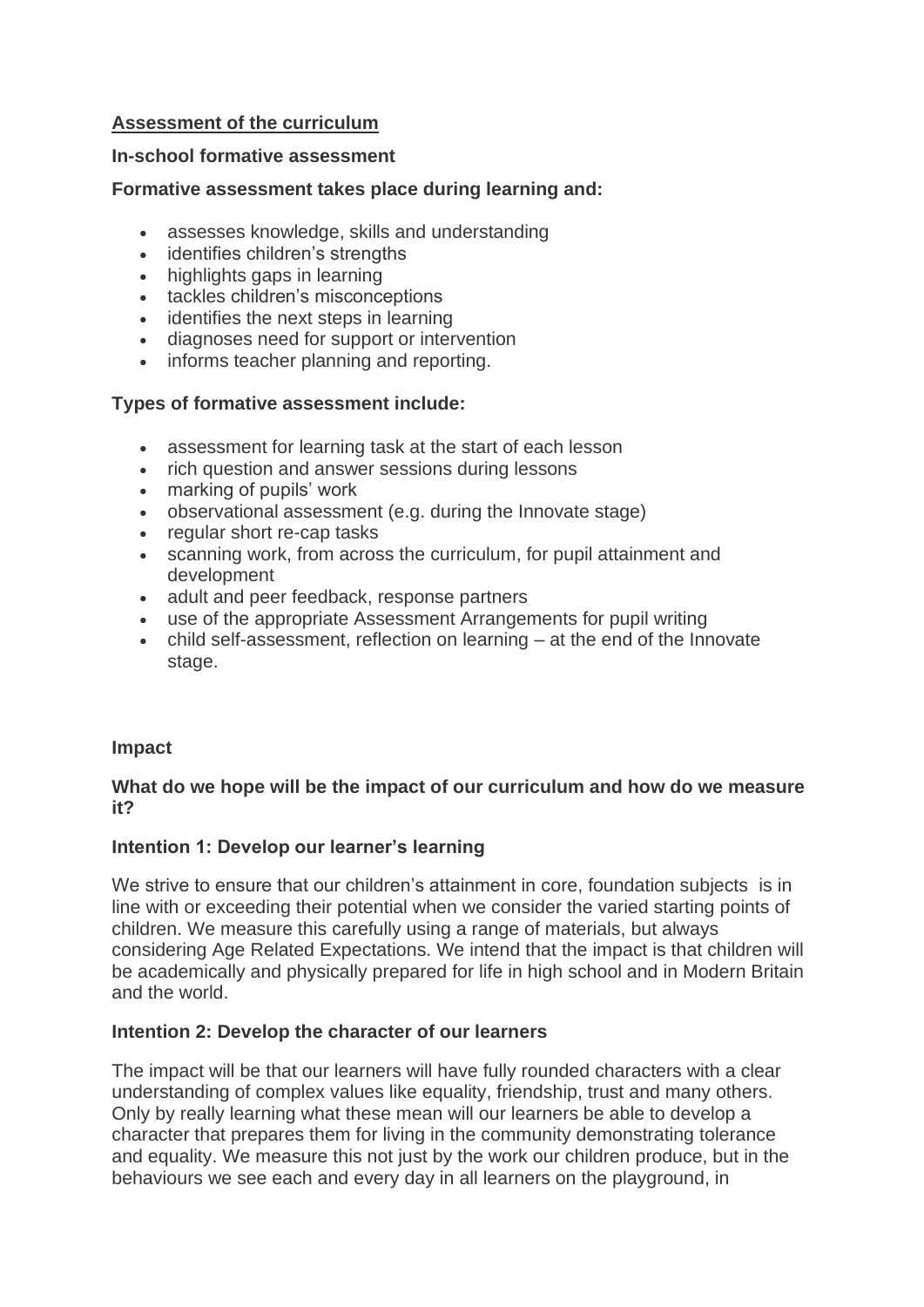## Assessment of the curriculum

### In-school formative assessment

**Formative assessment takes place during learning and:**

- assesses knowledge, skills and understanding
- identifies children's strengths
- highlights gaps in learning
- tackles children's misconceptions
- identifies the next steps in learning
- diagnoses need for support or intervention
- informs teacher planning and reporting.

**Types of formative assessment include:**

- assessment for learning task at the start of each lesson
- rich question and answer sessions during lessons
- marking of pupils' work
- observational assessment (e.g. during the Innovate stage)
- regular short re-cap tasks
- scanning work, from across the curriculum, for pupil attainment and development
- adult and peer feedback, response partners
- use of the appropriate Assessment Arrangements for pupil writing
- child self-assessment, reflection on learning – at the end of the Innovate stage.

### Impact

**What do we hope will be the impact of our curriculum and how do we measure it?**

**Intention 1: Develop our learner's learning**

We strive to ensure that our children's attainment in core, foundation subjects is in line with or exceeding their potential when we consider the varied starting points of children. We measure this carefully using a range of materials, but always considering Age Related Expectations. We intend that the impact is that children will be academically and physically prepared for life in high school and in Modern Britain and the world.

**Intention 2: Develop the character of our learners**

The impact will be that our learners will have fully rounded characters with a clear understanding of complex values like equality, friendship, trust and many others. Only by really learning what these mean will our learners be able to develop a character that prepares them for living in the community demonstrating tolerance and equality. We measure this not just by the work our children produce, but in the behaviours we see each and every day in all learners on the playground, in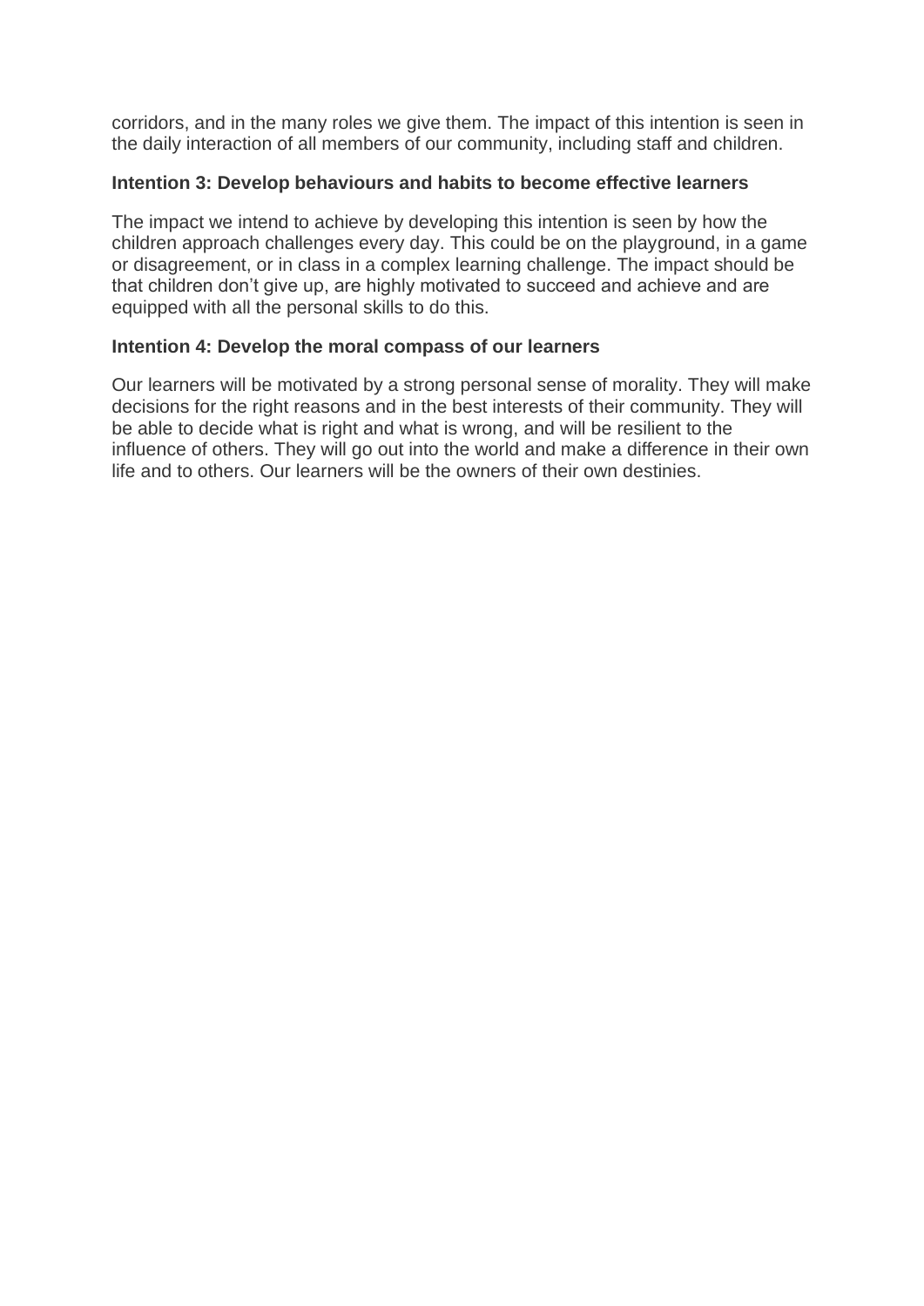corridors, and in the many roles we give them. The impact of this intention is seen in the daily interaction of all members of our community, including staff and children.

**Intention 3: Develop behaviours and habits to become effective learners**

The impact we intend to achieve by developing this intention is seen by how the children approach challenges every day. This could be on the playground, in a game or disagreement, or in class in a complex learning challenge. The impact should be that children don't give up, are highly motivated to succeed and achieve and are equipped with all the personal skills to do this.

**Intention 4: Develop the moral compass of our learners**

Our learners will be motivated by a strong personal sense of morality. They will make decisions for the right reasons and in the best interests of their community. They will be able to decide what is right and what is wrong, and will be resilient to the influence of others. They will go out into the world and make a difference in their own life and to others. Our learners will be the owners of their own destinies.